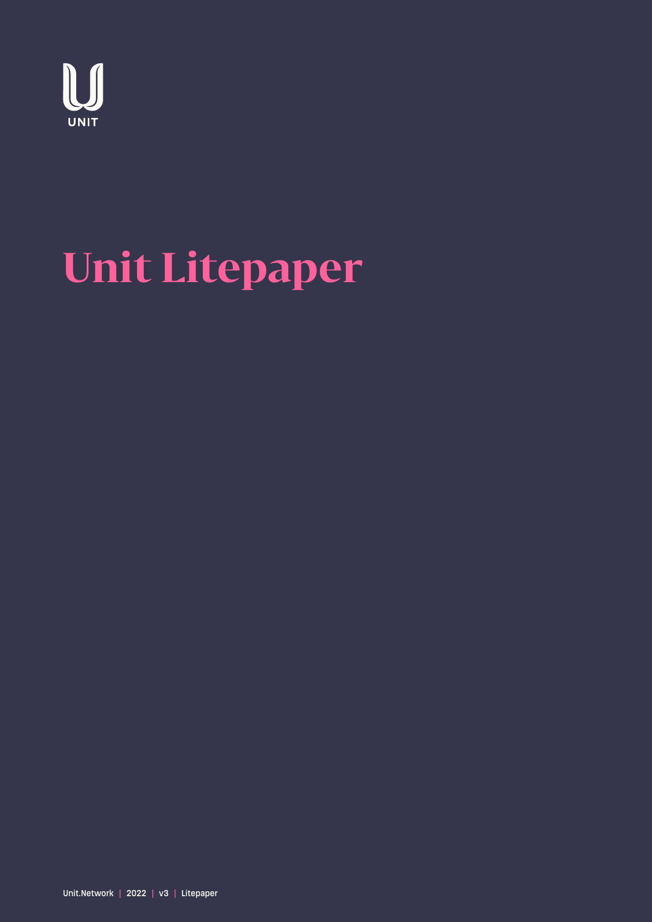UNIT

# Unit Litepaper

Unit.Network | 2022 | v3 | Litepaper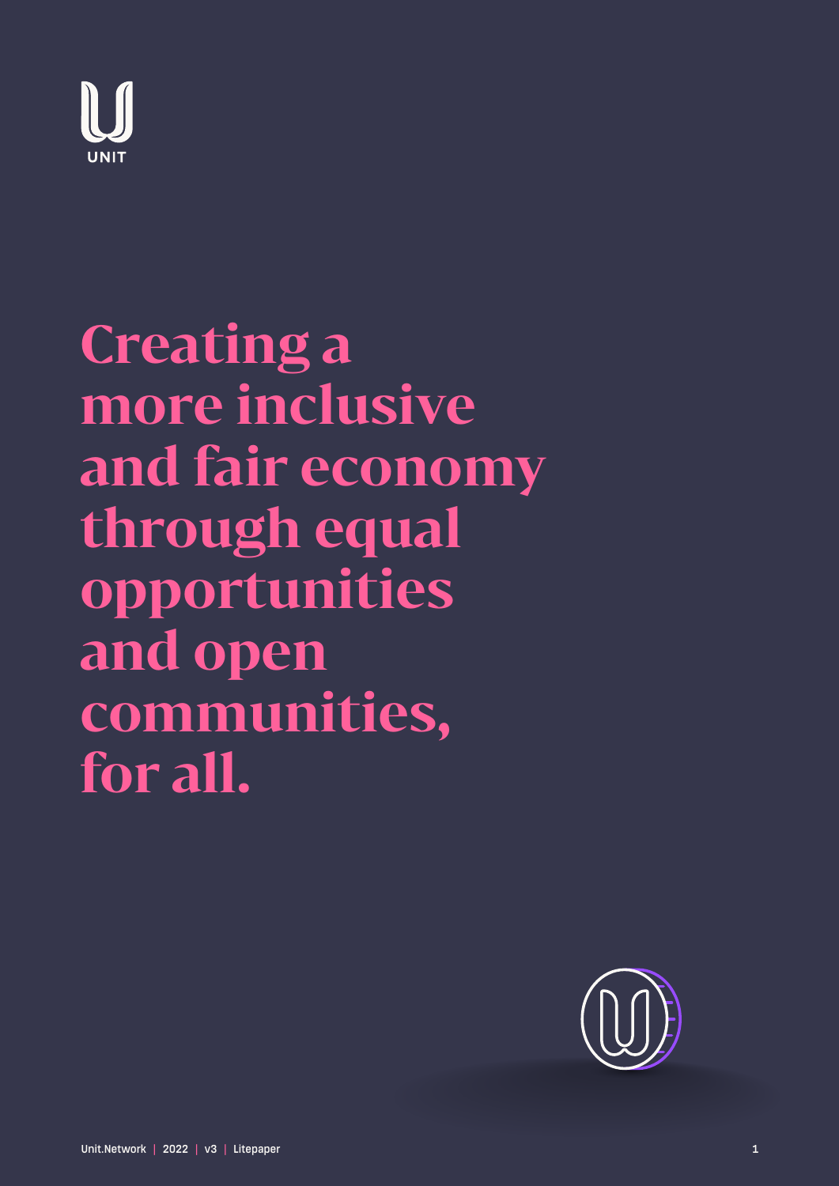UNIT

# Creating a more inclusive and fair economy through equal opportunities and open communities, for all.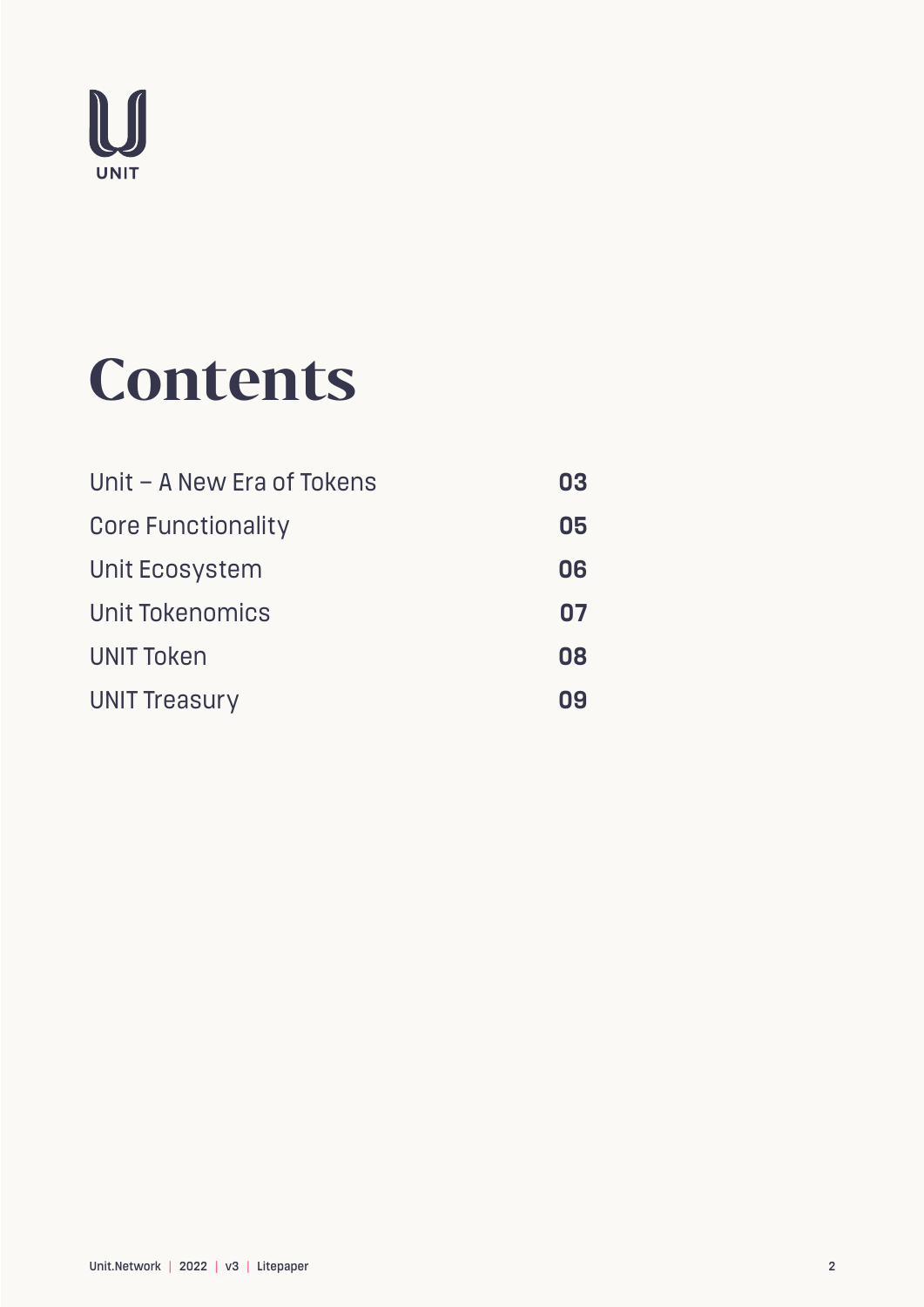UNIT

# Contents

| | |
|---|---|
| Unit – A New Era of Tokens | **03** |
| Core Functionality | **05** |
| Unit Ecosystem | **06** |
| Unit Tokenomics | **07** |
| UNIT Token | **08** |
| UNIT Treasury | **09** |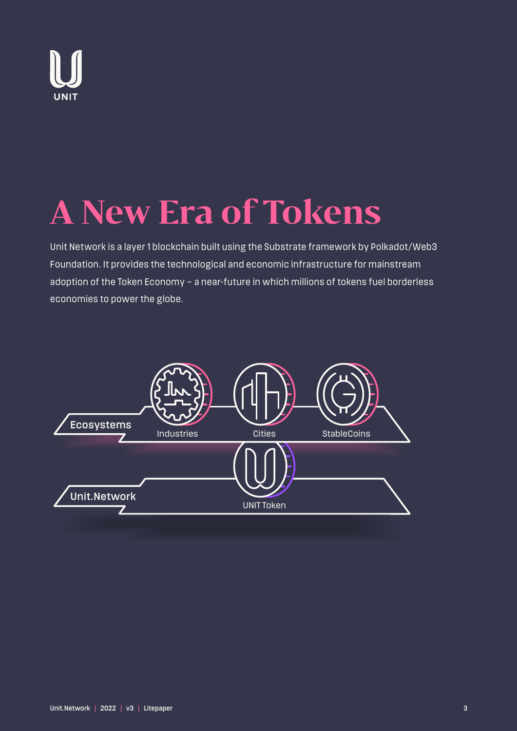# A New Era of Tokens

Unit Network is a layer 1 blockchain built using the Substrate framework by Polkadot/Web3 Foundation. It provides the technological and economic infrastructure for mainstream adoption of the Token Economy – a near-future in which millions of tokens fuel borderless economies to power the globe.

Ecosystems

Industries

Cities

StableCoins

Unit.Network

UNIT Token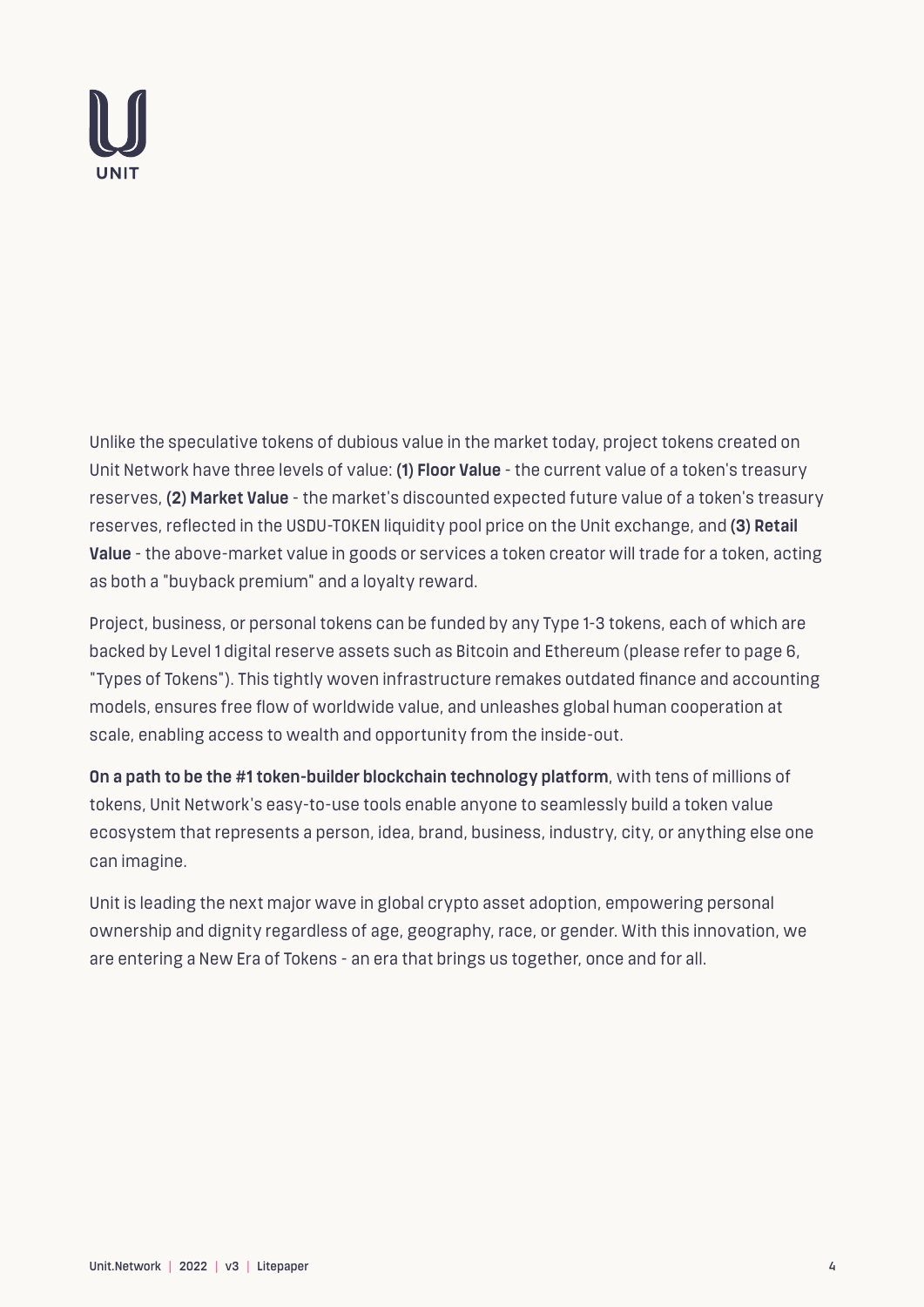Unlike the speculative tokens of dubious value in the market today, project tokens created on Unit Network have three levels of value: **(1) Floor Value** - the current value of a token's treasury reserves, **(2) Market Value** - the market's discounted expected future value of a token's treasury reserves, reflected in the USDU-TOKEN liquidity pool price on the Unit exchange, and **(3) Retail Value** - the above-market value in goods or services a token creator will trade for a token, acting as both a "buyback premium" and a loyalty reward.

Project, business, or personal tokens can be funded by any Type 1-3 tokens, each of which are backed by Level 1 digital reserve assets such as Bitcoin and Ethereum (please refer to page 6, "Types of Tokens"). This tightly woven infrastructure remakes outdated finance and accounting models, ensures free flow of worldwide value, and unleashes global human cooperation at scale, enabling access to wealth and opportunity from the inside-out.

**On a path to be the #1 token-builder blockchain technology platform**, with tens of millions of tokens, Unit Network's easy-to-use tools enable anyone to seamlessly build a token value ecosystem that represents a person, idea, brand, business, industry, city, or anything else one can imagine.

Unit is leading the next major wave in global crypto asset adoption, empowering personal ownership and dignity regardless of age, geography, race, or gender. With this innovation, we are entering a New Era of Tokens - an era that brings us together, once and for all.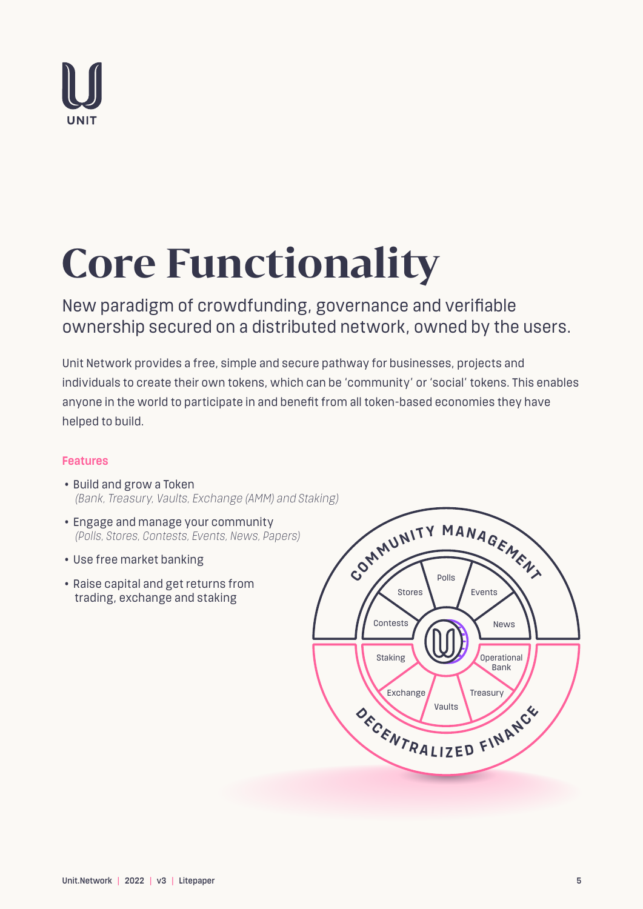# Core Functionality

New paradigm of crowdfunding, governance and verifiable ownership secured on a distributed network, owned by the users.

Unit Network provides a free, simple and secure pathway for businesses, projects and individuals to create their own tokens, which can be 'community' or 'social' tokens. This enables anyone in the world to participate in and benefit from all token-based economies they have helped to build.

### Features

- Build and grow a Token
  *(Bank, Treasury, Vaults, Exchange (AMM) and Staking)*
- Engage and manage your community
  *(Polls, Stores, Contests, Events, News, Papers)*
- Use free market banking
- Raise capital and get returns from trading, exchange and staking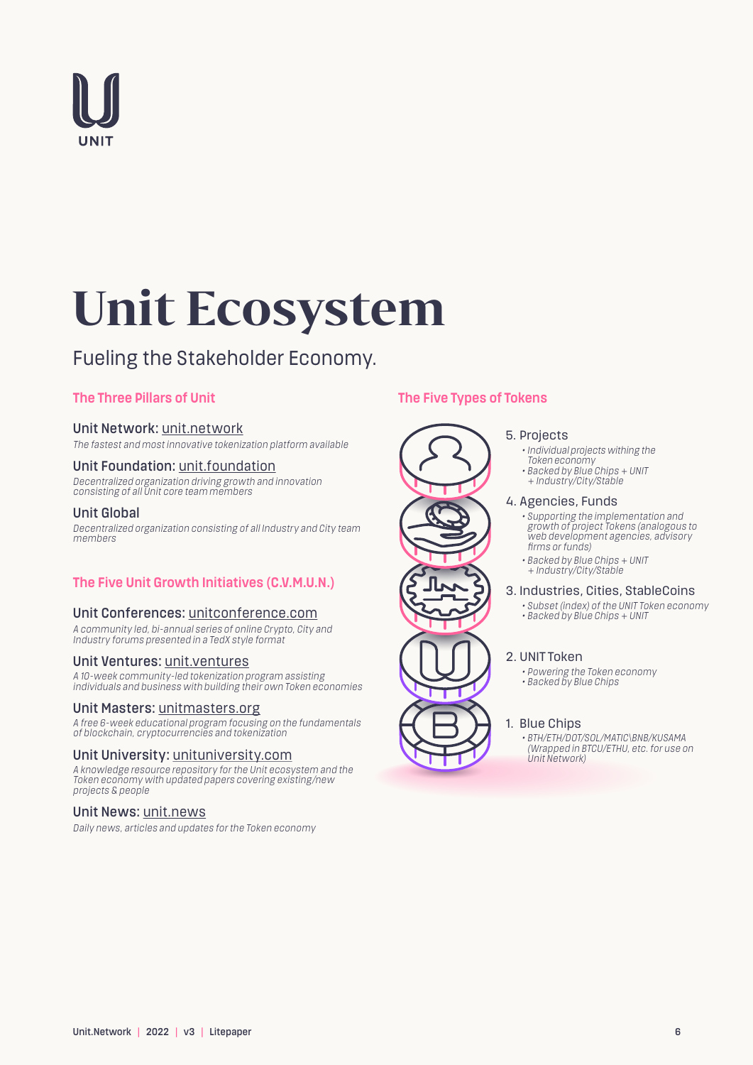UNIT

# Unit Ecosystem

Fueling the Stakeholder Economy.

## The Three Pillars of Unit

**Unit Network:** unit.network

*The fastest and most innovative tokenization platform available*

**Unit Foundation:** unit.foundation

*Decentralized organization driving growth and innovation consisting of all Unit core team members*

**Unit Global**

*Decentralized organization consisting of all Industry and City team members*

## The Five Unit Growth Initiatives (C.V.M.U.N.)

**Unit Conferences:** unitconference.com

*A community led, bi-annual series of online Crypto, City and Industry forums presented in a TedX style format*

**Unit Ventures:** unit.ventures

*A 10-week community-led tokenization program assisting individuals and business with building their own Token economies*

**Unit Masters:** unitmasters.org

*A free 6-week educational program focusing on the fundamentals of blockchain, cryptocurrencies and tokenization*

**Unit University:** unituniversity.com

*A knowledge resource repository for the Unit ecosystem and the Token economy with updated papers covering existing/new projects & people*

**Unit News:** unit.news

*Daily news, articles and updates for the Token economy*

## The Five Types of Tokens

5. Projects
   - *Individual projects withing the Token economy*
   - *Backed by Blue Chips + UNIT + Industry/City/Stable*

4. Agencies, Funds
   - *Supporting the implementation and growth of project Tokens (analogous to web development agencies, advisory firms or funds)*
   - *Backed by Blue Chips + UNIT + Industry/City/Stable*

3. Industries, Cities, StableCoins
   - *Subset (index) of the UNIT Token economy*
   - *Backed by Blue Chips + UNIT*

2. UNIT Token
   - *Powering the Token economy*
   - *Backed by Blue Chips*

1. Blue Chips
   - *BTH/ETH/DOT/SOL/MATIC\BNB/KUSAMA (Wrapped in BTCU/ETHU, etc. for use on Unit Network)*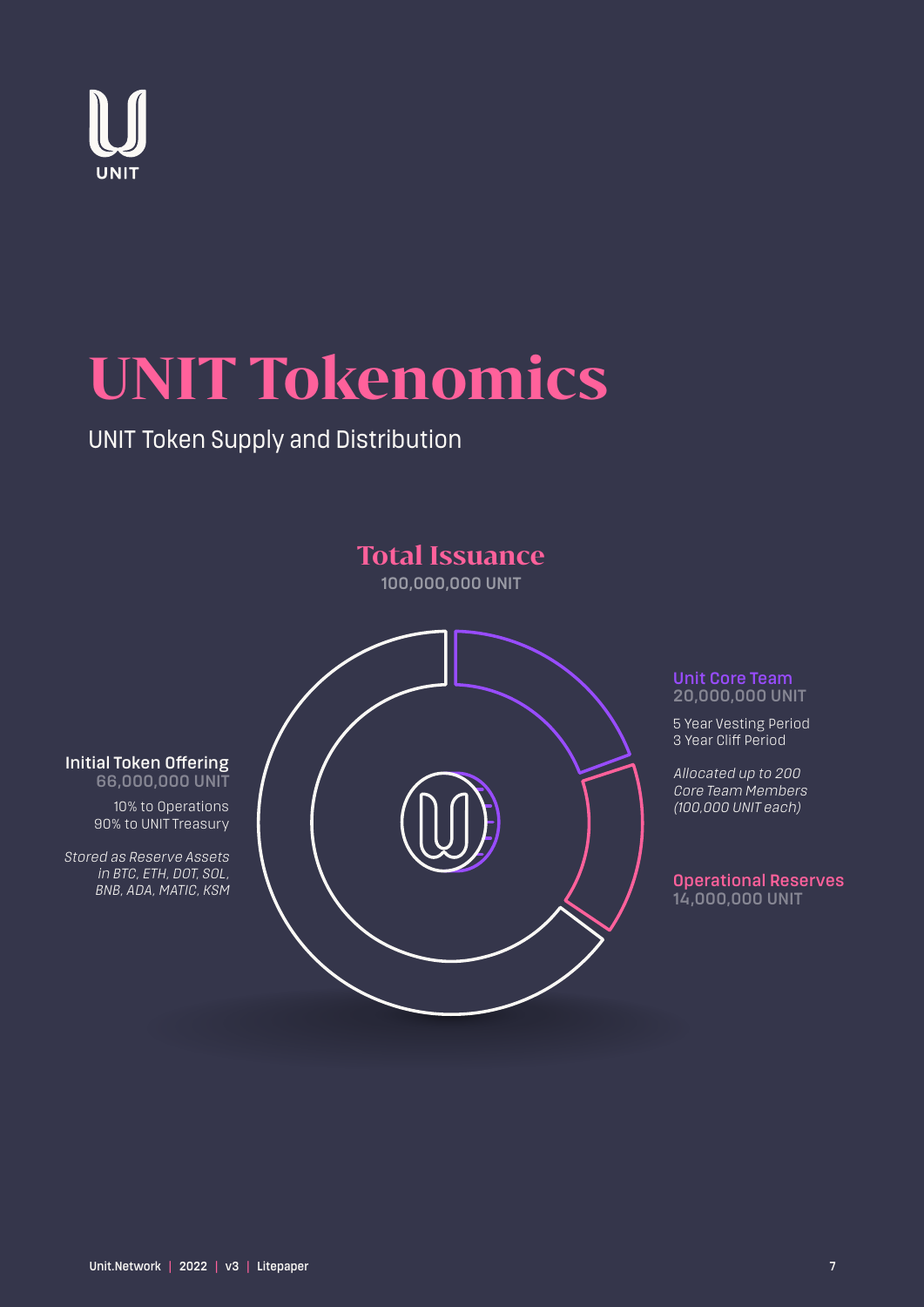# UNIT Tokenomics

## UNIT Token Supply and Distribution

### Total Issuance

100,000,000 UNIT

**Initial Token Offering**
66,000,000 UNIT

10% to Operations
90% to UNIT Treasury

*Stored as Reserve Assets in BTC, ETH, DOT, SOL, BNB, ADA, MATIC, KSM*

**Unit Core Team**
20,000,000 UNIT

5 Year Vesting Period
3 Year Cliff Period

*Allocated up to 200 Core Team Members (100,000 UNIT each)*

**Operational Reserves**
14,000,000 UNIT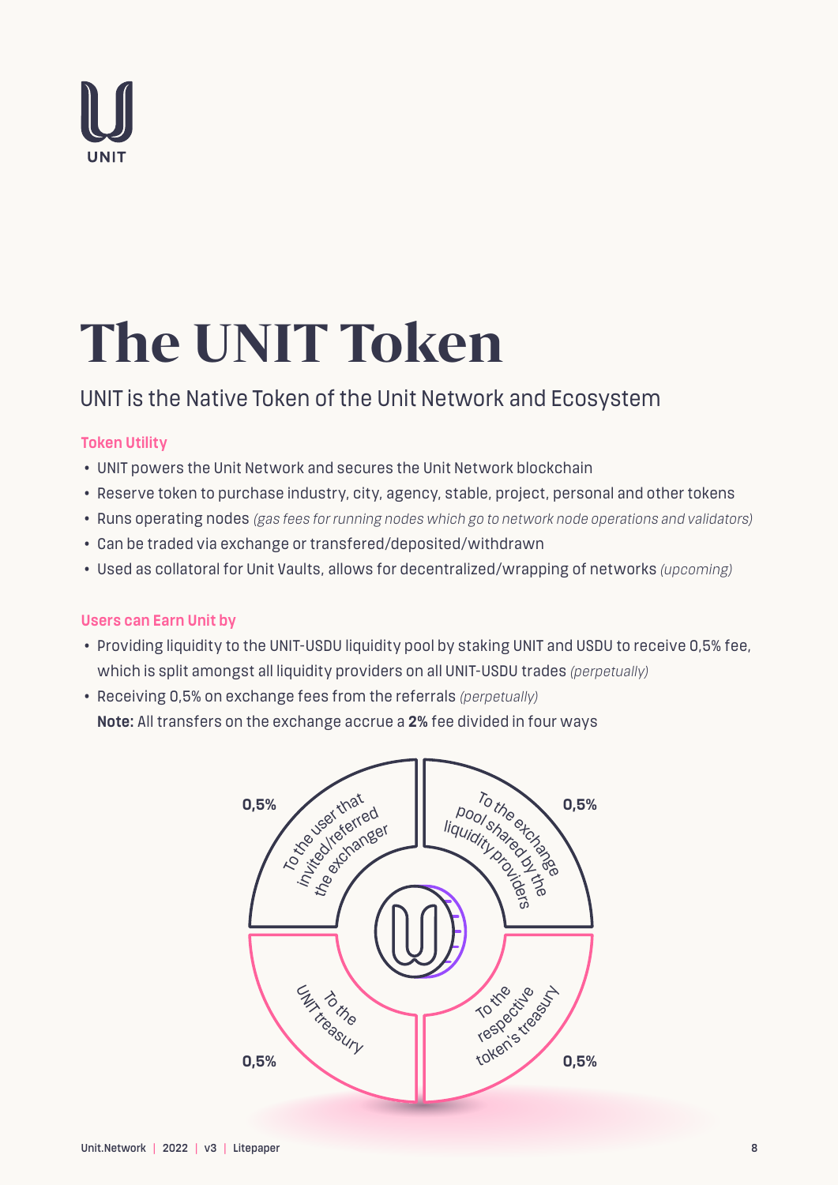# The UNIT Token

## UNIT is the Native Token of the Unit Network and Ecosystem

### Token Utility

- UNIT powers the Unit Network and secures the Unit Network blockchain
- Reserve token to purchase industry, city, agency, stable, project, personal and other tokens
- Runs operating nodes *(gas fees for running nodes which go to network node operations and validators)*
- Can be traded via exchange or transfered/deposited/withdrawn
- Used as collatoral for Unit Vaults, allows for decentralized/wrapping of networks *(upcoming)*

### Users can Earn Unit by

- Providing liquidity to the UNIT-USDU liquidity pool by staking UNIT and USDU to receive 0,5% fee, which is split amongst all liquidity providers on all UNIT-USDU trades *(perpetually)*
- Receiving 0,5% on exchange fees from the referrals *(perpetually)*

**Note:** All transfers on the exchange accrue a **2%** fee divided in four ways

- **0,5%** To the user that invited/referred the exchanger
- **0,5%** To the exchange pool shared by the liquidity providers
- **0,5%** To the UNIT treasury
- **0,5%** To the respective token's treasury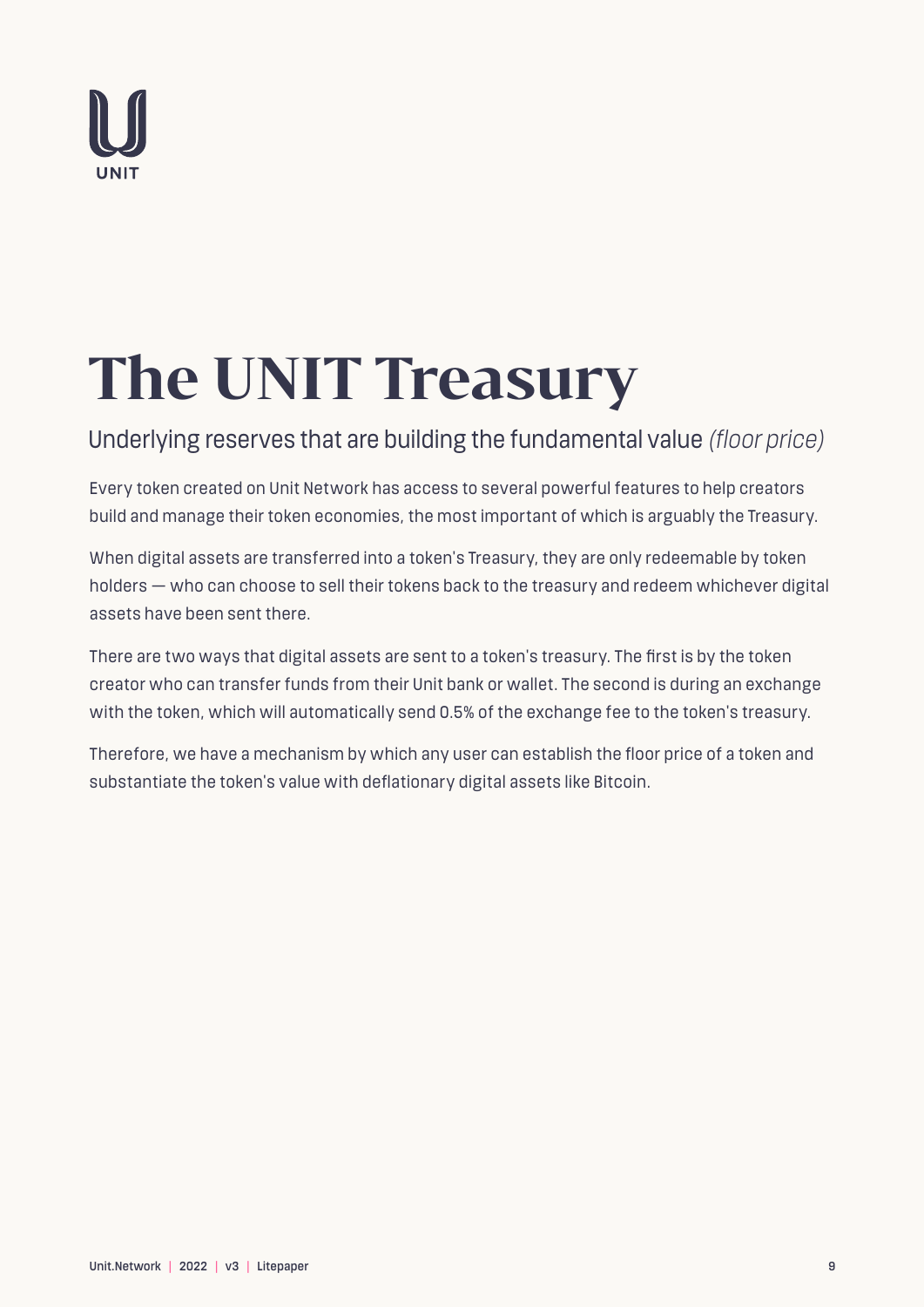# The UNIT Treasury

## Underlying reserves that are building the fundamental value *(floor price)*

Every token created on Unit Network has access to several powerful features to help creators build and manage their token economies, the most important of which is arguably the Treasury.

When digital assets are transferred into a token's Treasury, they are only redeemable by token holders — who can choose to sell their tokens back to the treasury and redeem whichever digital assets have been sent there.

There are two ways that digital assets are sent to a token's treasury. The first is by the token creator who can transfer funds from their Unit bank or wallet. The second is during an exchange with the token, which will automatically send 0.5% of the exchange fee to the token's treasury.

Therefore, we have a mechanism by which any user can establish the floor price of a token and substantiate the token's value with deflationary digital assets like Bitcoin.